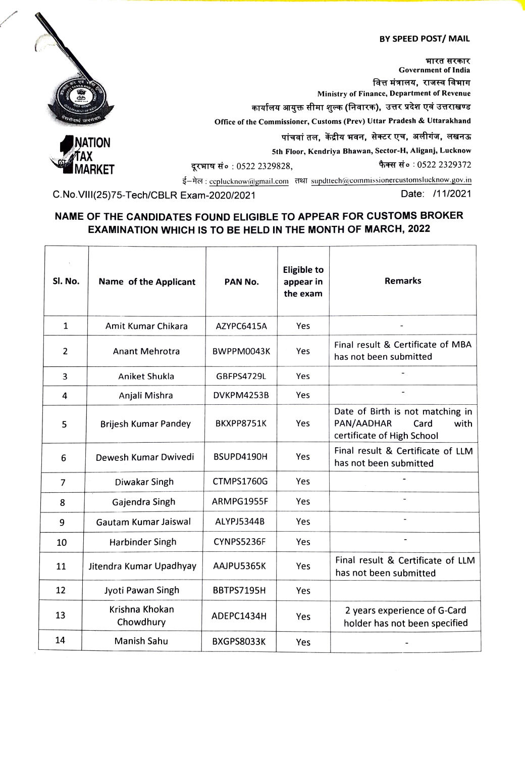**BY SPEED POST/ MAIL**

भारत सरकार
Government of India
वित्त मंत्रालय, राजस्व विभाग
Ministry of Finance, Department of Revenue
कार्यालय आयुक्त सीमा शुल्क (निवारक), उत्तर प्रदेश एवं उत्तराखण्ड
Office of the Commissioner, Customs (Prev) Uttar Pradesh & Uttarakhand
पांचवां तल, केंद्रीय भवन, सेक्टर एच, अलीगंज, लखनऊ
5th Floor, Kendriya Bhawan, Sector-H, Aliganj, Lucknow
दूरभाष सं० : 0522 2329828, फैक्स सं० : 0522 2329372
ई–मेल : ccplucknow@gmail.com तथा supdttech@commissionercustomslucknow.gov.in

C.No.VIII(25)75-Tech/CBLR Exam-2020/2021 Date: /11/2021

## NAME OF THE CANDIDATES FOUND ELIGIBLE TO APPEAR FOR CUSTOMS BROKER EXAMINATION WHICH IS TO BE HELD IN THE MONTH OF MARCH, 2022

| Sl. No. | Name of the Applicant | PAN No. | Eligible to appear in the exam | Remarks |
|---|---|---|---|---|
| 1 | Amit Kumar Chikara | AZYPC6415A | Yes | - |
| 2 | Anant Mehrotra | BWPPM0043K | Yes | Final result & Certificate of MBA has not been submitted |
| 3 | Aniket Shukla | GBFPS4729L | Yes | - |
| 4 | Anjali Mishra | DVKPM4253B | Yes | - |
| 5 | Brijesh Kumar Pandey | BKXPP8751K | Yes | Date of Birth is not matching in PAN/AADHAR Card with certificate of High School |
| 6 | Dewesh Kumar Dwivedi | BSUPD4190H | Yes | Final result & Certificate of LLM has not been submitted |
| 7 | Diwakar Singh | CTMPS1760G | Yes | - |
| 8 | Gajendra Singh | ARMPG1955F | Yes | - |
| 9 | Gautam Kumar Jaiswal | ALYPJ5344B | Yes | - |
| 10 | Harbinder Singh | CYNPS5236F | Yes | - |
| 11 | Jitendra Kumar Upadhyay | AAJPU5365K | Yes | Final result & Certificate of LLM has not been submitted |
| 12 | Jyoti Pawan Singh | BBTPS7195H | Yes | |
| 13 | Krishna Khokan Chowdhury | ADEPC1434H | Yes | 2 years experience of G-Card holder has not been specified |
| 14 | Manish Sahu | BXGPS8033K | Yes | - |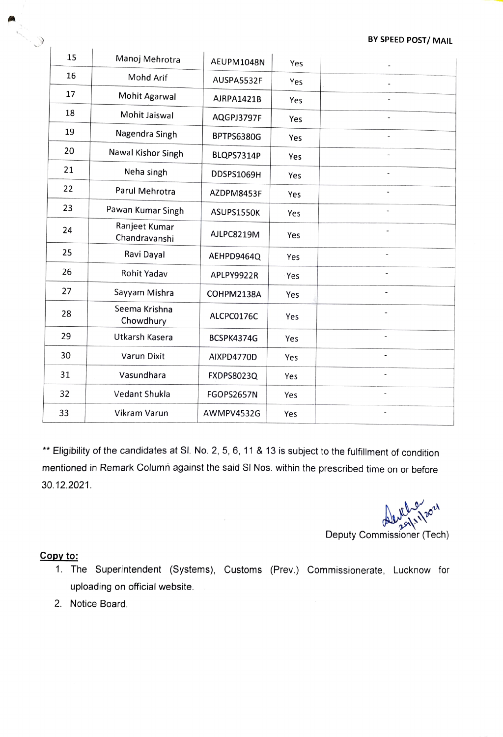BY SPEED POST/ MAIL

| | | | | |
|---|---|---|---|---|
| 15 | Manoj Mehrotra | AEUPM1048N | Yes | - |
| 16 | Mohd Arif | AUSPA5532F | Yes | - |
| 17 | Mohit Agarwal | AJRPA1421B | Yes | - |
| 18 | Mohit Jaiswal | AQGPJ3797F | Yes | - |
| 19 | Nagendra Singh | BPTPS6380G | Yes | - |
| 20 | Nawal Kishor Singh | BLQPS7314P | Yes | - |
| 21 | Neha singh | DDSPS1069H | Yes | - |
| 22 | Parul Mehrotra | AZDPM8453F | Yes | - |
| 23 | Pawan Kumar Singh | ASUPS1550K | Yes | - |
| 24 | Ranjeet Kumar Chandravanshi | AJLPC8219M | Yes | - |
| 25 | Ravi Dayal | AEHPD9464Q | Yes | - |
| 26 | Rohit Yadav | APLPY9922R | Yes | - |
| 27 | Sayyam Mishra | COHPM2138A | Yes | - |
| 28 | Seema Krishna Chowdhury | ALCPC0176C | Yes | - |
| 29 | Utkarsh Kasera | BCSPK4374G | Yes | - |
| 30 | Varun Dixit | AIXPD4770D | Yes | - |
| 31 | Vasundhara | FXDPS8023Q | Yes | - |
| 32 | Vedant Shukla | FGOPS2657N | Yes | - |
| 33 | Vikram Varun | AWMPV4532G | Yes | - |

** Eligibility of the candidates at Sl. No. 2, 5, 6, 11 & 13 is subject to the fulfillment of condition mentioned in Remark Column against the said Sl Nos. within the prescribed time on or before 30.12.2021.

29/11/2021

Deputy Commissioner (Tech)

**Copy to:**

1. The Superintendent (Systems), Customs (Prev.) Commissionerate, Lucknow for uploading on official website.
2. Notice Board.